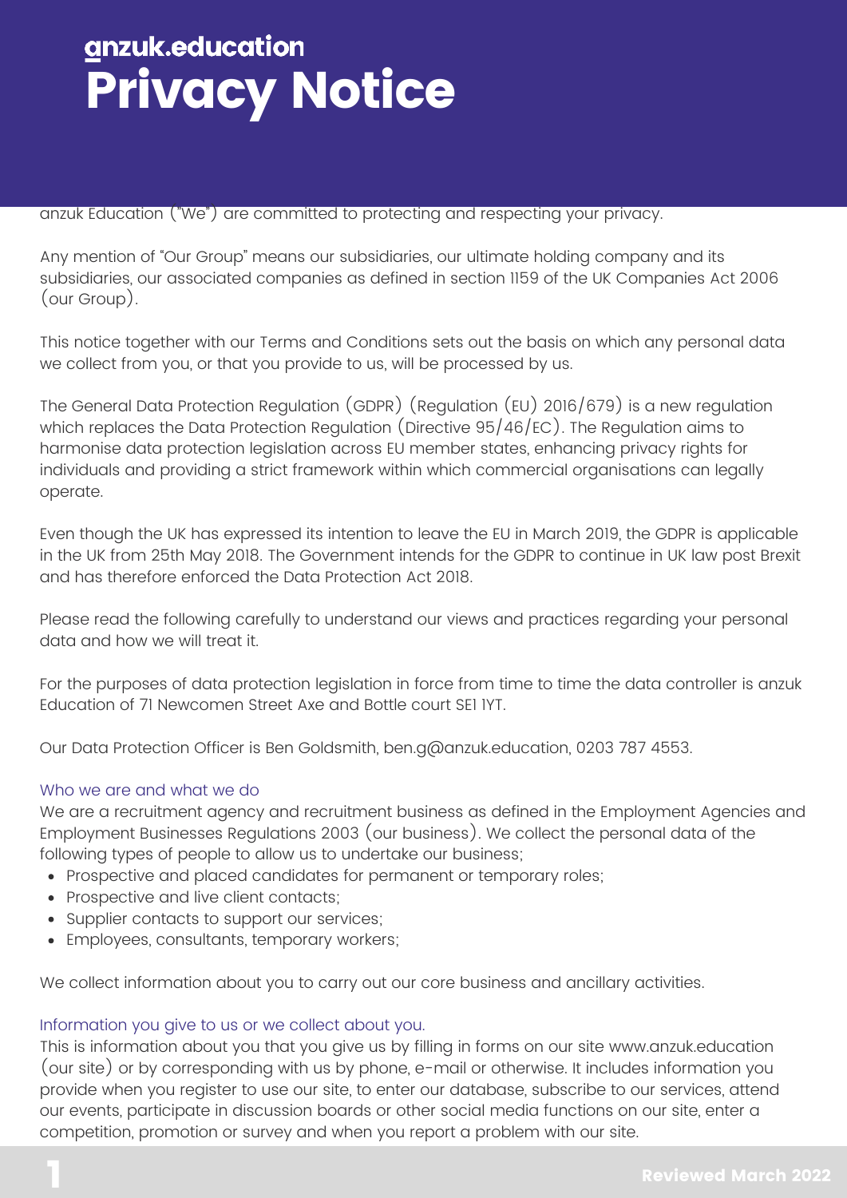# anzuk.education Privacy Notice

anzuk Education ("We") are committed to protecting and respecting your privacy.

Any mention of "Our Group" means our subsidiaries, our ultimate holding company and its subsidiaries, our associated companies as defined in section 1159 of the UK Companies Act 2006 (our Group).

This notice together with our Terms and Conditions sets out the basis on which any personal data we collect from you, or that you provide to us, will be processed by us.

The General Data Protection Regulation (GDPR) (Regulation (EU) 2016/679) is a new regulation which replaces the Data Protection Regulation (Directive 95/46/EC). The Regulation aims to harmonise data protection legislation across EU member states, enhancing privacy rights for individuals and providing a strict framework within which commercial organisations can legally operate.

Even though the UK has expressed its intention to leave the EU in March 2019, the GDPR is applicable in the UK from 25th May 2018. The Government intends for the GDPR to continue in UK law post Brexit and has therefore enforced the Data Protection Act 2018.

Please read the following carefully to understand our views and practices regarding your personal data and how we will treat it.

For the purposes of data protection legislation in force from time to time the data controller is anzuk Education of 71 Newcomen Street Axe and Bottle court SE1 1YT.

Our Data Protection Officer is Ben Goldsmith, ben.g@anzuk.education, 0203 787 4553.

## Who we are and what we do

We are a recruitment agency and recruitment business as defined in the Employment Agencies and Employment Businesses Regulations 2003 (our business). We collect the personal data of the following types of people to allow us to undertake our business;

- Prospective and placed candidates for permanent or temporary roles;
- Prospective and live client contacts;
- Supplier contacts to support our services;
- Employees, consultants, temporary workers;

We collect information about you to carry out our core business and ancillary activities.

## Information you give to us or we collect about you.

This is information about you that you give us by filling in forms on our site www.anzuk.education (our site) or by corresponding with us by phone, e-mail or otherwise. It includes information you provide when you register to use our site, to enter our database, subscribe to our services, attend our events, participate in discussion boards or other social media functions on our site, enter a competition, promotion or survey and when you report a problem with our site.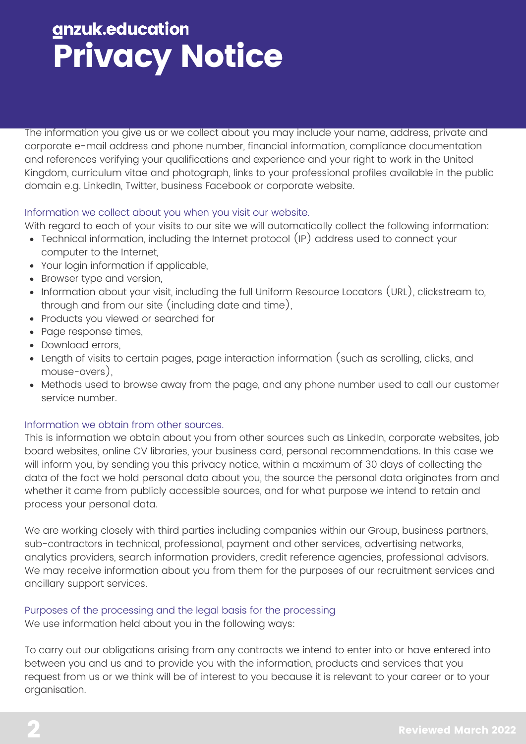# anzuk.education Privacy Notice

The information you give us or we collect about you may include your name, address, private and corporate e-mail address and phone number, financial information, compliance documentation and references verifying your qualifications and experience and your right to work in the United Kingdom, curriculum vitae and photograph, links to your professional profiles available in the public domain e.g. LinkedIn, Twitter, business Facebook or corporate website.

### Information we collect about you when you visit our website.

With regard to each of your visits to our site we will automatically collect the following information:

- Technical information, including the Internet protocol (IP) address used to connect your computer to the Internet,
- Your login information if applicable,
- Browser type and version,
- Information about your visit, including the full Uniform Resource Locators (URL), clickstream to, through and from our site (including date and time),
- Products you viewed or searched for
- Page response times,
- Download errors,
- Length of visits to certain pages, page interaction information (such as scrolling, clicks, and mouse-overs),
- Methods used to browse away from the page, and any phone number used to call our customer service number.

### Information we obtain from other sources.

This is information we obtain about you from other sources such as LinkedIn, corporate websites, job board websites, online CV libraries, your business card, personal recommendations. In this case we will inform you, by sending you this privacy notice, within a maximum of 30 days of collecting the data of the fact we hold personal data about you, the source the personal data originates from and whether it came from publicly accessible sources, and for what purpose we intend to retain and process your personal data.

We are working closely with third parties including companies within our Group, business partners, sub-contractors in technical, professional, payment and other services, advertising networks, analytics providers, search information providers, credit reference agencies, professional advisors. We may receive information about you from them for the purposes of our recruitment services and ancillary support services.

### Purposes of the processing and the legal basis for the processing

We use information held about you in the following ways:

To carry out our obligations arising from any contracts we intend to enter into or have entered into between you and us and to provide you with the information, products and services that you request from us or we think will be of interest to you because it is relevant to your career or to your organisation.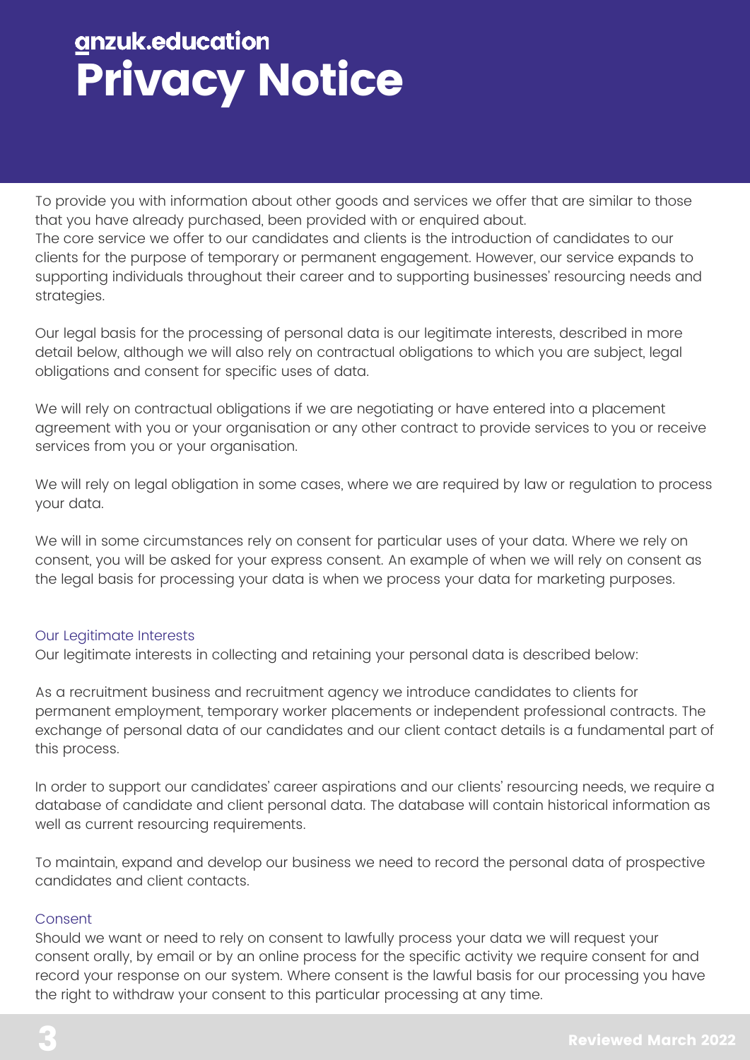To provide you with information about other goods and services we offer that are similar to those that you have already purchased, been provided with or enquired about.
The core service we offer to our candidates and clients is the introduction of candidates to our clients for the purpose of temporary or permanent engagement. However, our service expands to supporting individuals throughout their career and to supporting businesses' resourcing needs and strategies.

Our legal basis for the processing of personal data is our legitimate interests, described in more detail below, although we will also rely on contractual obligations to which you are subject, legal obligations and consent for specific uses of data.

We will rely on contractual obligations if we are negotiating or have entered into a placement agreement with you or your organisation or any other contract to provide services to you or receive services from you or your organisation.

We will rely on legal obligation in some cases, where we are required by law or regulation to process your data.

We will in some circumstances rely on consent for particular uses of your data. Where we rely on consent, you will be asked for your express consent. An example of when we will rely on consent as the legal basis for processing your data is when we process your data for marketing purposes.

### Our Legitimate Interests

Our legitimate interests in collecting and retaining your personal data is described below:

As a recruitment business and recruitment agency we introduce candidates to clients for permanent employment, temporary worker placements or independent professional contracts. The exchange of personal data of our candidates and our client contact details is a fundamental part of this process.

In order to support our candidates' career aspirations and our clients' resourcing needs, we require a database of candidate and client personal data. The database will contain historical information as well as current resourcing requirements.

To maintain, expand and develop our business we need to record the personal data of prospective candidates and client contacts.

### Consent

Should we want or need to rely on consent to lawfully process your data we will request your consent orally, by email or by an online process for the specific activity we require consent for and record your response on our system. Where consent is the lawful basis for our processing you have the right to withdraw your consent to this particular processing at any time.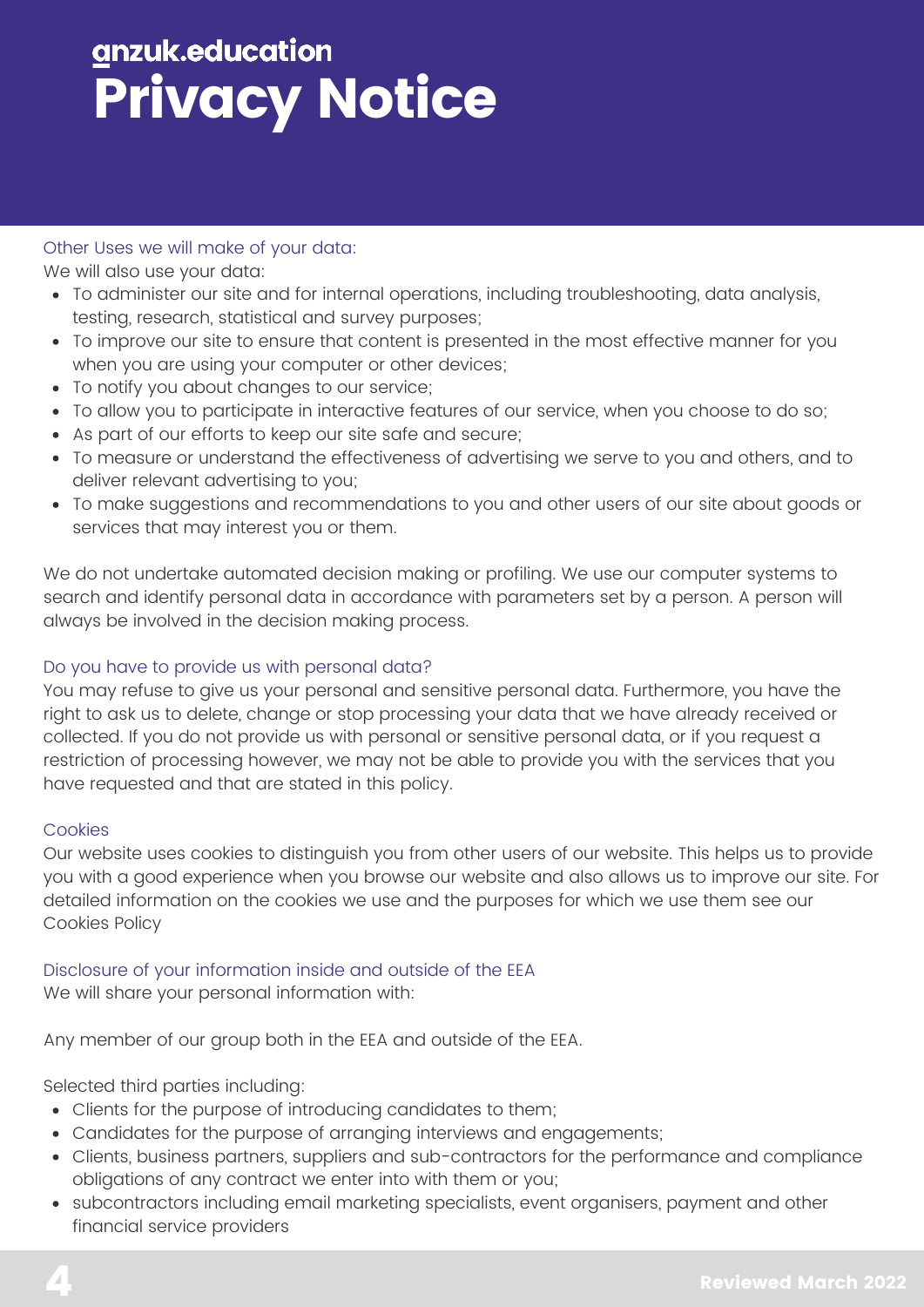# anzuk.education Privacy Notice

### Other Uses we will make of your data:

We will also use your data:

- To administer our site and for internal operations, including troubleshooting, data analysis, testing, research, statistical and survey purposes;
- To improve our site to ensure that content is presented in the most effective manner for you when you are using your computer or other devices;
- To notify you about changes to our service;
- To allow you to participate in interactive features of our service, when you choose to do so;
- As part of our efforts to keep our site safe and secure;
- To measure or understand the effectiveness of advertising we serve to you and others, and to deliver relevant advertising to you;
- To make suggestions and recommendations to you and other users of our site about goods or services that may interest you or them.

We do not undertake automated decision making or profiling. We use our computer systems to search and identify personal data in accordance with parameters set by a person. A person will always be involved in the decision making process.

### Do you have to provide us with personal data?

You may refuse to give us your personal and sensitive personal data. Furthermore, you have the right to ask us to delete, change or stop processing your data that we have already received or collected. If you do not provide us with personal or sensitive personal data, or if you request a restriction of processing however, we may not be able to provide you with the services that you have requested and that are stated in this policy.

### Cookies

Our website uses cookies to distinguish you from other users of our website. This helps us to provide you with a good experience when you browse our website and also allows us to improve our site. For detailed information on the cookies we use and the purposes for which we use them see our Cookies Policy

### Disclosure of your information inside and outside of the EEA

We will share your personal information with:

Any member of our group both in the EEA and outside of the EEA.

Selected third parties including:

- Clients for the purpose of introducing candidates to them;
- Candidates for the purpose of arranging interviews and engagements;
- Clients, business partners, suppliers and sub-contractors for the performance and compliance obligations of any contract we enter into with them or you;
- subcontractors including email marketing specialists, event organisers, payment and other financial service providers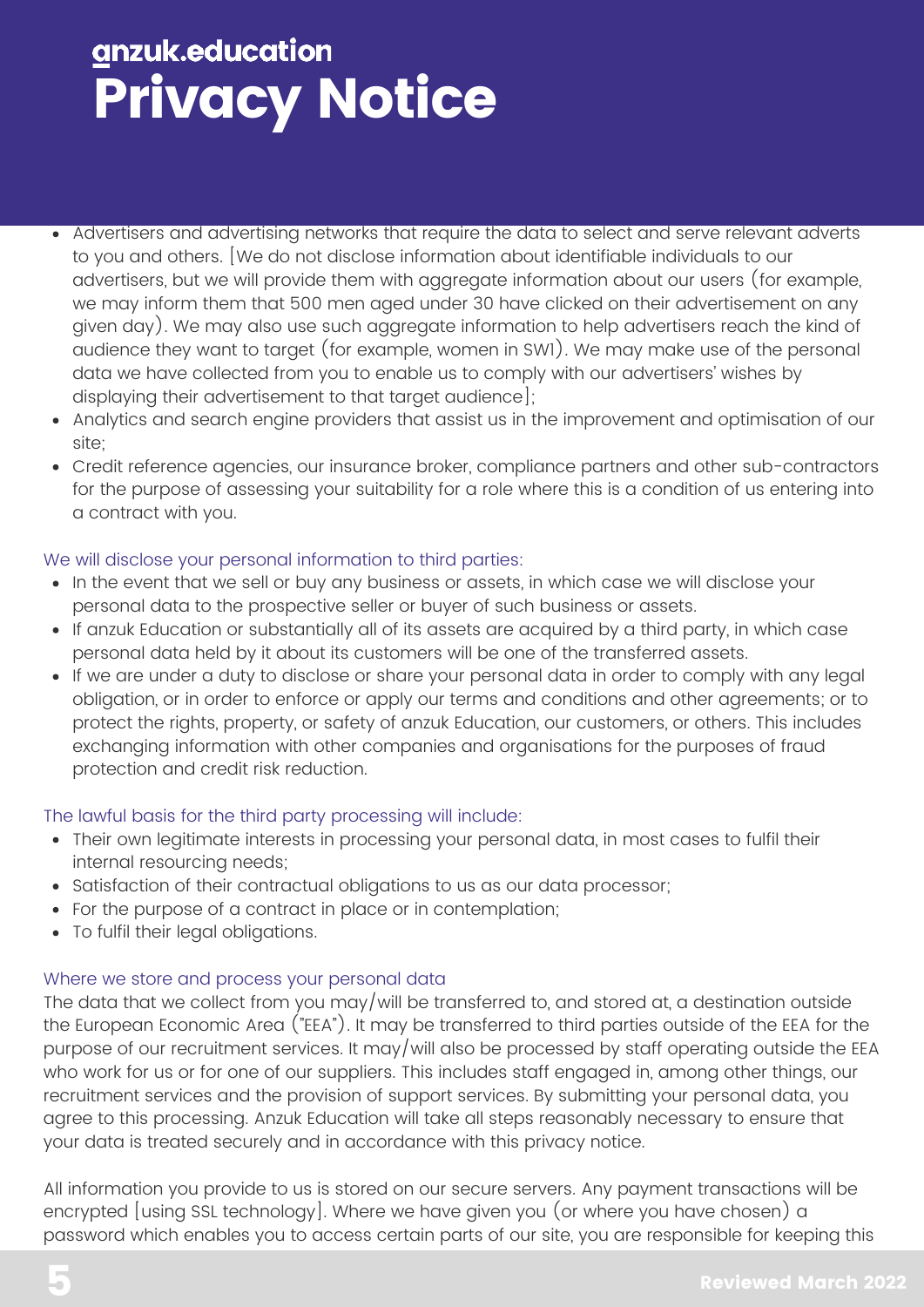- Advertisers and advertising networks that require the data to select and serve relevant adverts to you and others. [We do not disclose information about identifiable individuals to our advertisers, but we will provide them with aggregate information about our users (for example, we may inform them that 500 men aged under 30 have clicked on their advertisement on any given day). We may also use such aggregate information to help advertisers reach the kind of audience they want to target (for example, women in SW1). We may make use of the personal data we have collected from you to enable us to comply with our advertisers' wishes by displaying their advertisement to that target audience];
- Analytics and search engine providers that assist us in the improvement and optimisation of our site;
- Credit reference agencies, our insurance broker, compliance partners and other sub-contractors for the purpose of assessing your suitability for a role where this is a condition of us entering into a contract with you.

### We will disclose your personal information to third parties:

- In the event that we sell or buy any business or assets, in which case we will disclose your personal data to the prospective seller or buyer of such business or assets.
- If anzuk Education or substantially all of its assets are acquired by a third party, in which case personal data held by it about its customers will be one of the transferred assets.
- If we are under a duty to disclose or share your personal data in order to comply with any legal obligation, or in order to enforce or apply our terms and conditions and other agreements; or to protect the rights, property, or safety of anzuk Education, our customers, or others. This includes exchanging information with other companies and organisations for the purposes of fraud protection and credit risk reduction.

### The lawful basis for the third party processing will include:

- Their own legitimate interests in processing your personal data, in most cases to fulfil their internal resourcing needs;
- Satisfaction of their contractual obligations to us as our data processor;
- For the purpose of a contract in place or in contemplation;
- To fulfil their legal obligations.

### Where we store and process your personal data

The data that we collect from you may/will be transferred to, and stored at, a destination outside the European Economic Area ("EEA"). It may be transferred to third parties outside of the EEA for the purpose of our recruitment services. It may/will also be processed by staff operating outside the EEA who work for us or for one of our suppliers. This includes staff engaged in, among other things, our recruitment services and the provision of support services. By submitting your personal data, you agree to this processing. Anzuk Education will take all steps reasonably necessary to ensure that your data is treated securely and in accordance with this privacy notice.

All information you provide to us is stored on our secure servers. Any payment transactions will be encrypted [using SSL technology]. Where we have given you (or where you have chosen) a password which enables you to access certain parts of our site, you are responsible for keeping this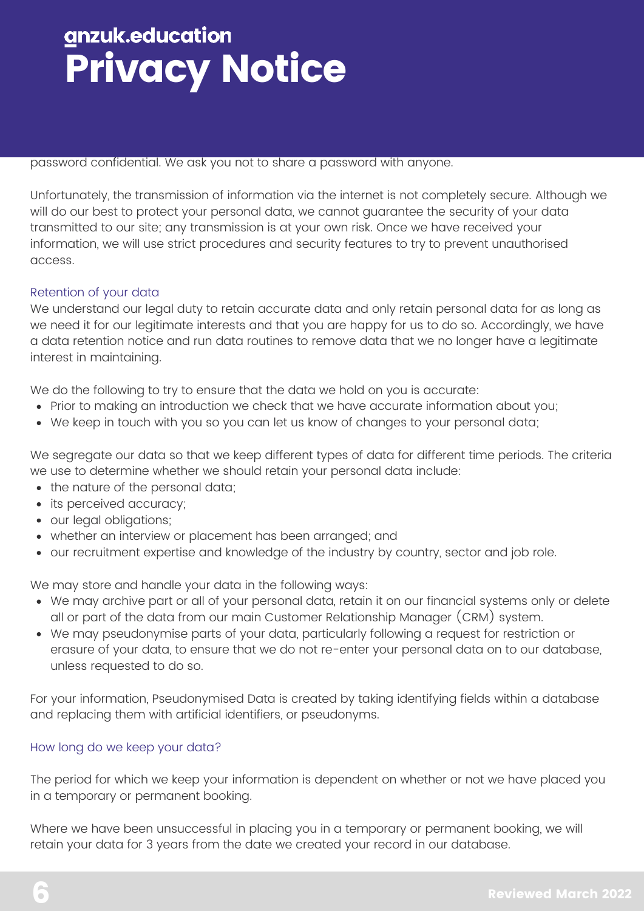password confidential. We ask you not to share a password with anyone.

Unfortunately, the transmission of information via the internet is not completely secure. Although we will do our best to protect your personal data, we cannot guarantee the security of your data transmitted to our site; any transmission is at your own risk. Once we have received your information, we will use strict procedures and security features to try to prevent unauthorised access.

### Retention of your data

We understand our legal duty to retain accurate data and only retain personal data for as long as we need it for our legitimate interests and that you are happy for us to do so. Accordingly, we have a data retention notice and run data routines to remove data that we no longer have a legitimate interest in maintaining.

We do the following to try to ensure that the data we hold on you is accurate:

- Prior to making an introduction we check that we have accurate information about you;
- We keep in touch with you so you can let us know of changes to your personal data;

We segregate our data so that we keep different types of data for different time periods. The criteria we use to determine whether we should retain your personal data include:

- the nature of the personal data;
- its perceived accuracy;
- our legal obligations;
- whether an interview or placement has been arranged; and
- our recruitment expertise and knowledge of the industry by country, sector and job role.

We may store and handle your data in the following ways:

- We may archive part or all of your personal data, retain it on our financial systems only or delete all or part of the data from our main Customer Relationship Manager (CRM) system.
- We may pseudonymise parts of your data, particularly following a request for restriction or erasure of your data, to ensure that we do not re-enter your personal data on to our database, unless requested to do so.

For your information, Pseudonymised Data is created by taking identifying fields within a database and replacing them with artificial identifiers, or pseudonyms.

### How long do we keep your data?

The period for which we keep your information is dependent on whether or not we have placed you in a temporary or permanent booking.

Where we have been unsuccessful in placing you in a temporary or permanent booking, we will retain your data for 3 years from the date we created your record in our database.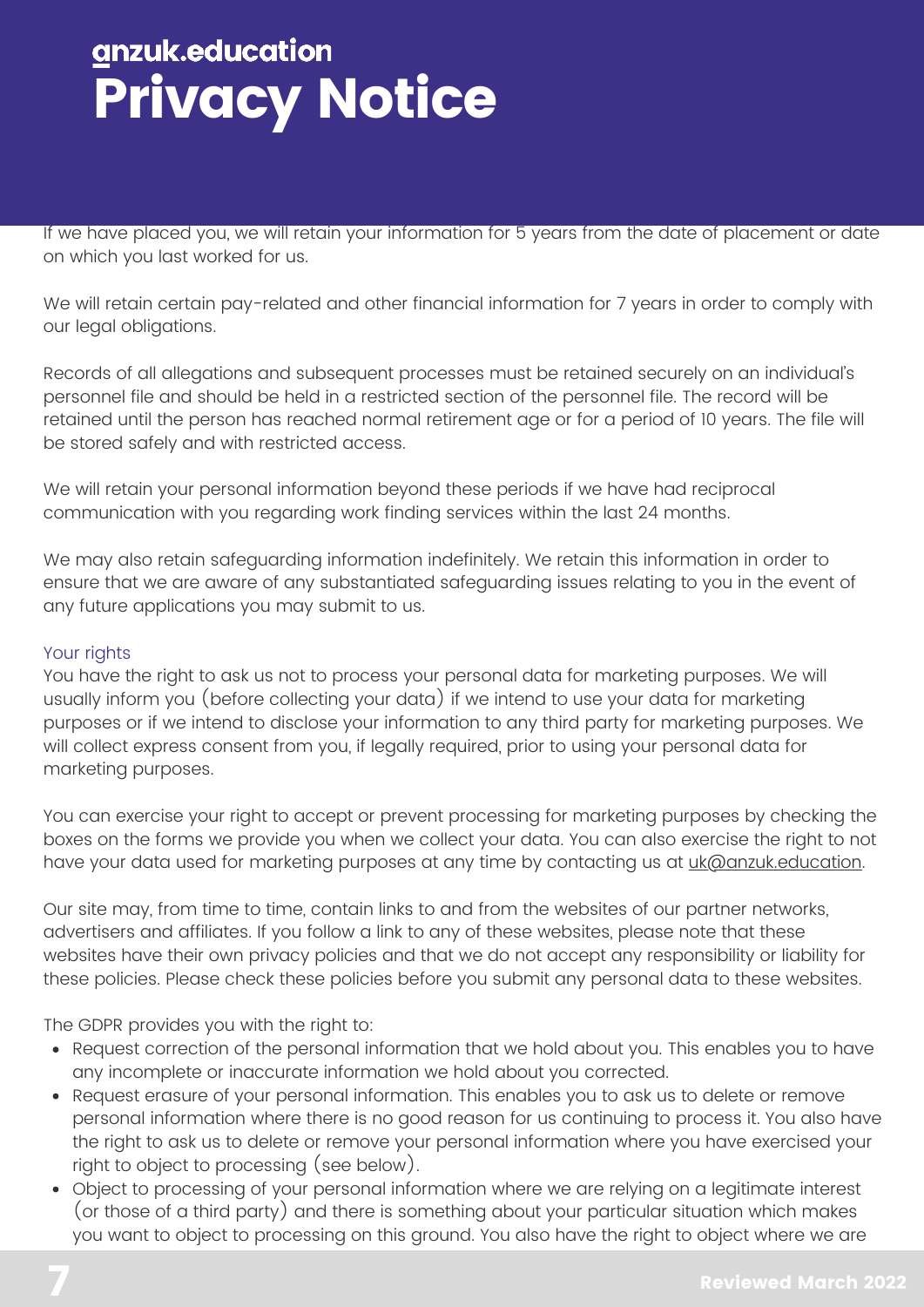If we have placed you, we will retain your information for 5 years from the date of placement or date on which you last worked for us.

We will retain certain pay-related and other financial information for 7 years in order to comply with our legal obligations.

Records of all allegations and subsequent processes must be retained securely on an individual's personnel file and should be held in a restricted section of the personnel file. The record will be retained until the person has reached normal retirement age or for a period of 10 years. The file will be stored safely and with restricted access.

We will retain your personal information beyond these periods if we have had reciprocal communication with you regarding work finding services within the last 24 months.

We may also retain safeguarding information indefinitely. We retain this information in order to ensure that we are aware of any substantiated safeguarding issues relating to you in the event of any future applications you may submit to us.

### Your rights

You have the right to ask us not to process your personal data for marketing purposes. We will usually inform you (before collecting your data) if we intend to use your data for marketing purposes or if we intend to disclose your information to any third party for marketing purposes. We will collect express consent from you, if legally required, prior to using your personal data for marketing purposes.

You can exercise your right to accept or prevent processing for marketing purposes by checking the boxes on the forms we provide you when we collect your data. You can also exercise the right to not have your data used for marketing purposes at any time by contacting us at uk@anzuk.education.

Our site may, from time to time, contain links to and from the websites of our partner networks, advertisers and affiliates. If you follow a link to any of these websites, please note that these websites have their own privacy policies and that we do not accept any responsibility or liability for these policies. Please check these policies before you submit any personal data to these websites.

The GDPR provides you with the right to:

- Request correction of the personal information that we hold about you. This enables you to have any incomplete or inaccurate information we hold about you corrected.
- Request erasure of your personal information. This enables you to ask us to delete or remove personal information where there is no good reason for us continuing to process it. You also have the right to ask us to delete or remove your personal information where you have exercised your right to object to processing (see below).
- Object to processing of your personal information where we are relying on a legitimate interest (or those of a third party) and there is something about your particular situation which makes you want to object to processing on this ground. You also have the right to object where we are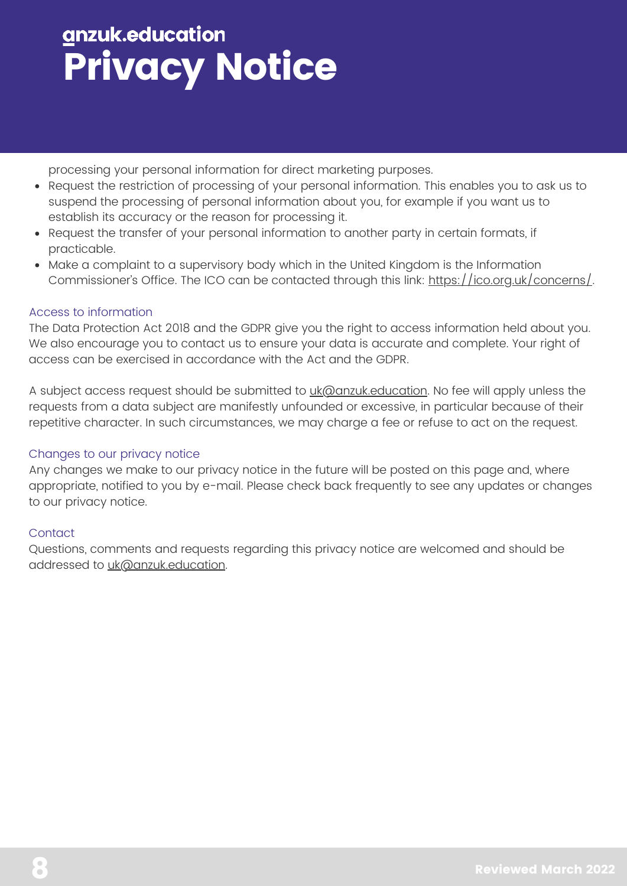processing your personal information for direct marketing purposes.
- Request the restriction of processing of your personal information. This enables you to ask us to suspend the processing of personal information about you, for example if you want us to establish its accuracy or the reason for processing it.
- Request the transfer of your personal information to another party in certain formats, if practicable.
- Make a complaint to a supervisory body which in the United Kingdom is the Information Commissioner's Office. The ICO can be contacted through this link: https://ico.org.uk/concerns/.

### Access to information

The Data Protection Act 2018 and the GDPR give you the right to access information held about you. We also encourage you to contact us to ensure your data is accurate and complete. Your right of access can be exercised in accordance with the Act and the GDPR.

A subject access request should be submitted to uk@anzuk.education. No fee will apply unless the requests from a data subject are manifestly unfounded or excessive, in particular because of their repetitive character. In such circumstances, we may charge a fee or refuse to act on the request.

### Changes to our privacy notice

Any changes we make to our privacy notice in the future will be posted on this page and, where appropriate, notified to you by e-mail. Please check back frequently to see any updates or changes to our privacy notice.

### Contact

Questions, comments and requests regarding this privacy notice are welcomed and should be addressed to uk@anzuk.education.